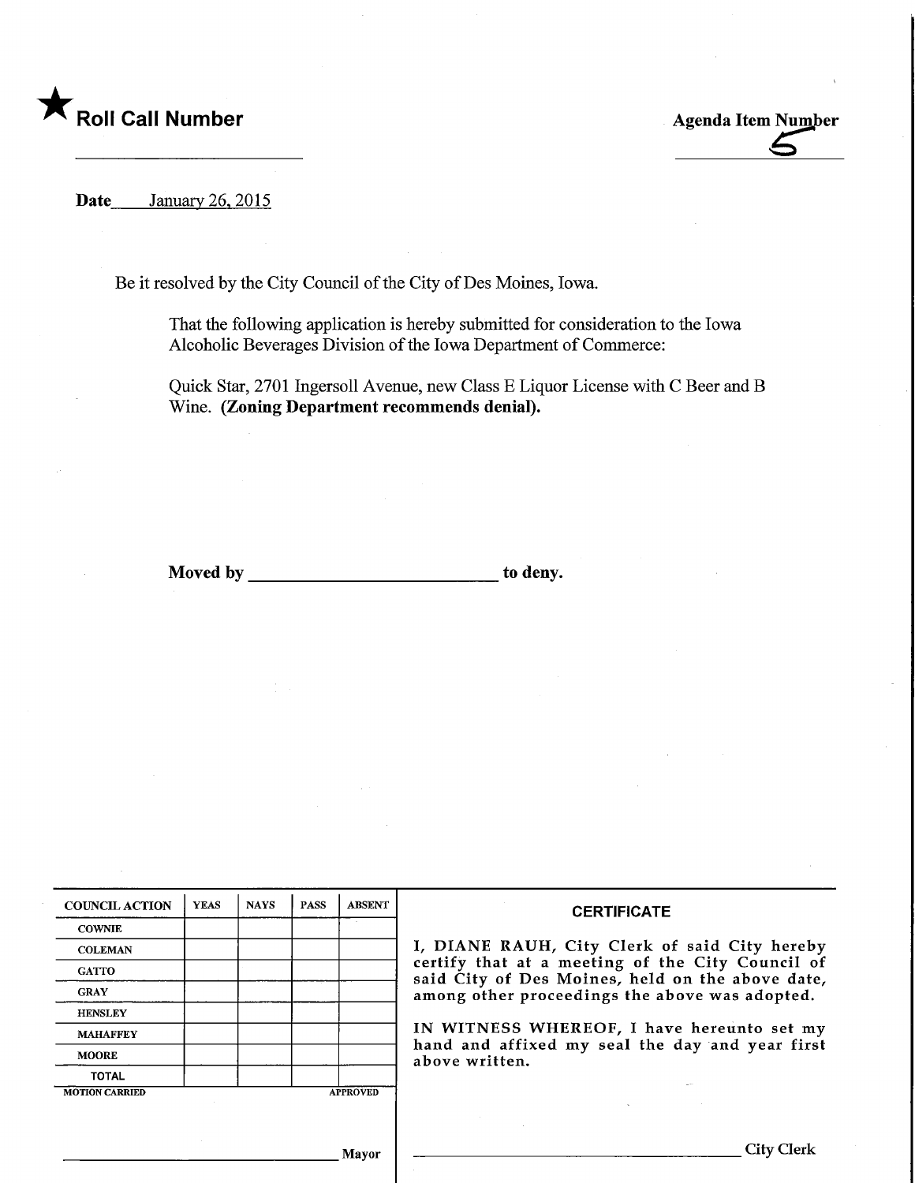★ **Roll Call Number**

**Agenda Item Number**

5

**Date** January 26, 2015

Be it resolved by the City Council of the City of Des Moines, Iowa.

That the following application is hereby submitted for consideration to the Iowa Alcoholic Beverages Division of the Iowa Department of Commerce:

Quick Star, 2701 Ingersoll Avenue, new Class E Liquor License with C Beer and B Wine. **(Zoning Department recommends denial).**

**Moved by \_\_\_\_\_\_\_\_\_\_\_\_\_\_\_\_\_\_\_\_\_\_\_\_\_\_\_\_ to deny.**

| COUNCIL ACTION | YEAS | NAYS | PASS | ABSENT |
|---|---|---|---|---|
| COWNIE | | | | |
| COLEMAN | | | | |
| GATTO | | | | |
| GRAY | | | | |
| HENSLEY | | | | |
| MAHAFFEY | | | | |
| MOORE | | | | |
| TOTAL | | | | |
| MOTION CARRIED | | | | APPROVED |

\_\_\_\_\_\_\_\_\_\_\_\_\_\_\_\_\_\_\_\_\_\_\_\_\_\_\_\_ Mayor

**CERTIFICATE**

I, DIANE RAUH, City Clerk of said City hereby certify that at a meeting of the City Council of said City of Des Moines, held on the above date, among other proceedings the above was adopted.

IN WITNESS WHEREOF, I have hereunto set my hand and affixed my seal the day and year first above written.

\_\_\_\_\_\_\_\_\_\_\_\_\_\_\_\_\_\_\_\_\_\_\_\_\_\_\_\_ City Clerk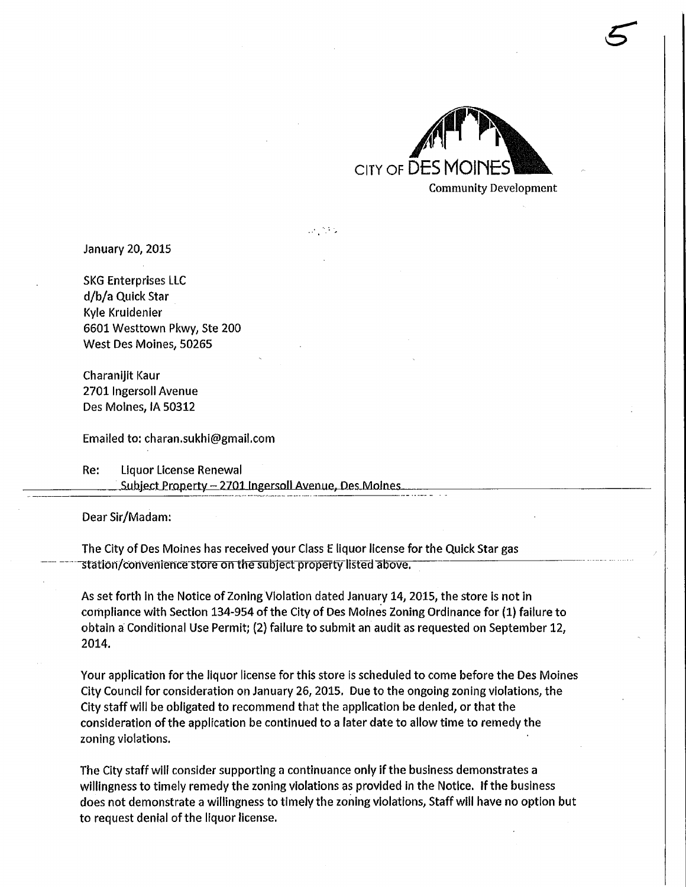CITY OF DES MOINES

Community Development

January 20, 2015

SKG Enterprises LLC
d/b/a Quick Star
Kyle Kruidenier
6601 Westtown Pkwy, Ste 200
West Des Moines, 50265

Charanijit Kaur
2701 Ingersoll Avenue
Des Moines, IA 50312

Emailed to: charan.sukhi@gmail.com

Re: Liquor License Renewal
Subject Property – 2701 Ingersoll Avenue, Des Moines

Dear Sir/Madam:

The City of Des Moines has received your Class E liquor license for the Quick Star gas station/convenience store on the subject property listed above.

As set forth in the Notice of Zoning Violation dated January 14, 2015, the store is not in compliance with Section 134-954 of the City of Des Moines Zoning Ordinance for (1) failure to obtain a Conditional Use Permit; (2) failure to submit an audit as requested on September 12, 2014.

Your application for the liquor license for this store is scheduled to come before the Des Moines City Council for consideration on January 26, 2015. Due to the ongoing zoning violations, the City staff will be obligated to recommend that the application be denied, or that the consideration of the application be continued to a later date to allow time to remedy the zoning violations.

The City staff will consider supporting a continuance only if the business demonstrates a willingness to timely remedy the zoning violations as provided in the Notice. If the business does not demonstrate a willingness to timely the zoning violations, Staff will have no option but to request denial of the liquor license.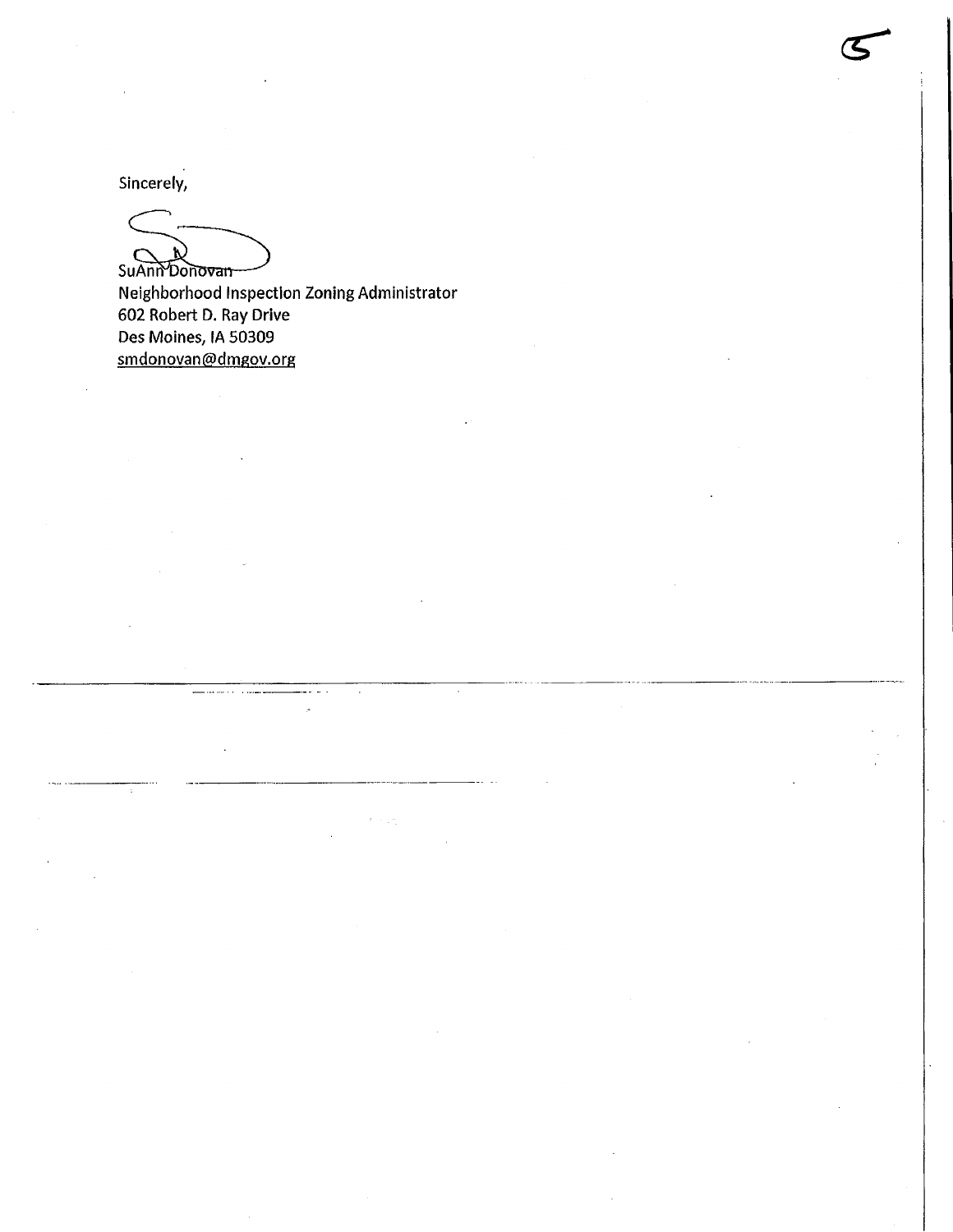Sincerely,

SuAnn Donovan
Neighborhood Inspection Zoning Administrator
602 Robert D. Ray Drive
Des Moines, IA 50309
smdonovan@dmgov.org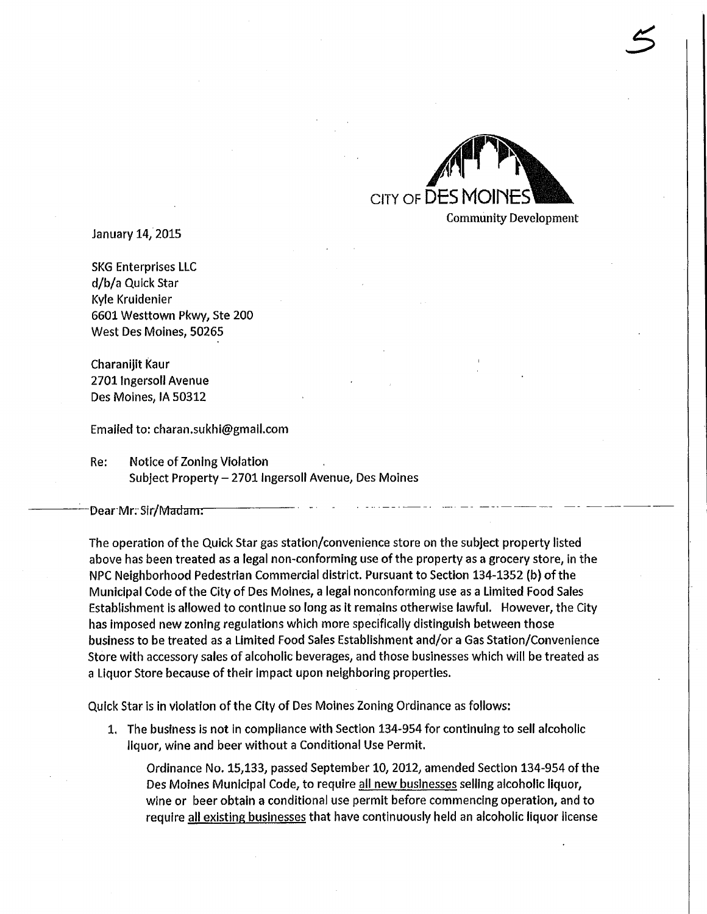CITY OF DES MOINES
Community Development

January 14, 2015

SKG Enterprises LLC
d/b/a Quick Star
Kyle Kruidenier
6601 Westtown Pkwy, Ste 200
West Des Moines, 50265

Charanijit Kaur
2701 Ingersoll Avenue
Des Moines, IA 50312

Emailed to: charan.sukhi@gmail.com

Re: Notice of Zoning Violation
Subject Property – 2701 Ingersoll Avenue, Des Moines

Dear Mr. Sir/Madam:

The operation of the Quick Star gas station/convenience store on the subject property listed above has been treated as a legal non-conforming use of the property as a grocery store, in the NPC Neighborhood Pedestrian Commercial district. Pursuant to Section 134-1352 (b) of the Municipal Code of the City of Des Moines, a legal nonconforming use as a Limited Food Sales Establishment is allowed to continue so long as it remains otherwise lawful. However, the City has imposed new zoning regulations which more specifically distinguish between those business to be treated as a Limited Food Sales Establishment and/or a Gas Station/Convenience Store with accessory sales of alcoholic beverages, and those businesses which will be treated as a Liquor Store because of their impact upon neighboring properties.

Quick Star is in violation of the City of Des Moines Zoning Ordinance as follows:

1. The business is not in compliance with Section 134-954 for continuing to sell alcoholic liquor, wine and beer without a Conditional Use Permit.

   Ordinance No. 15,133, passed September 10, 2012, amended Section 134-954 of the Des Moines Municipal Code, to require all new businesses selling alcoholic liquor, wine or beer obtain a conditional use permit before commencing operation, and to require all existing businesses that have continuously held an alcoholic liquor license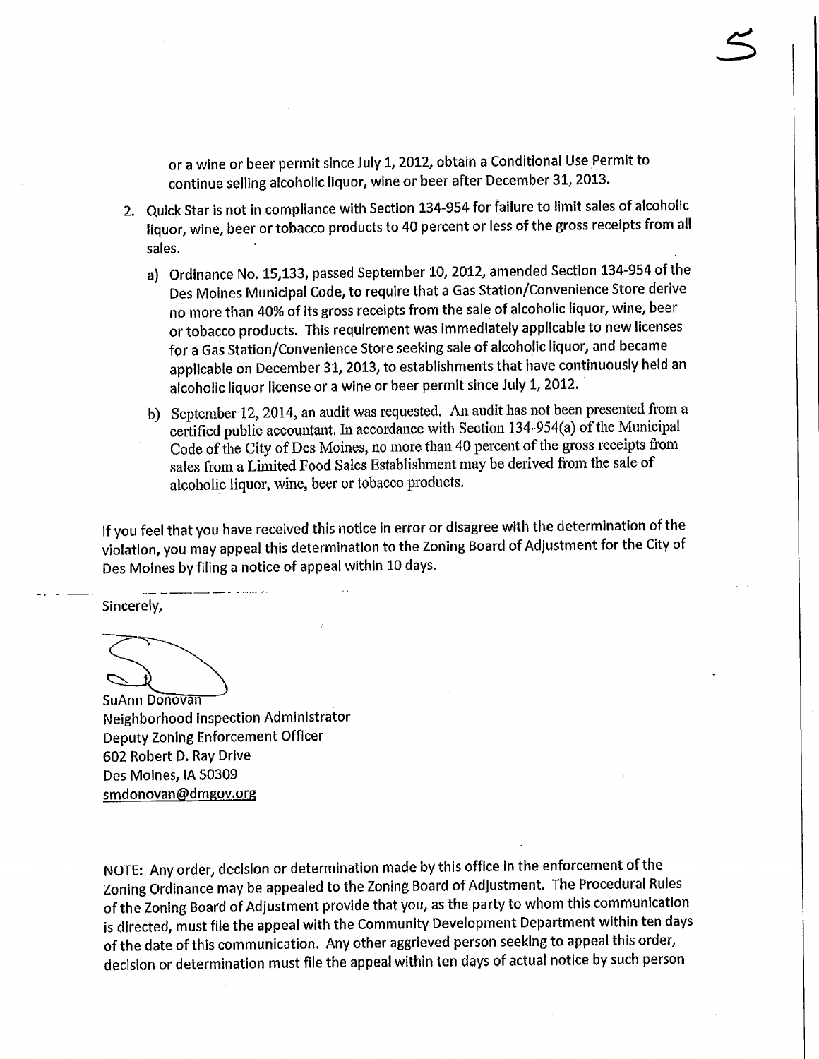or a wine or beer permit since July 1, 2012, obtain a Conditional Use Permit to continue selling alcoholic liquor, wine or beer after December 31, 2013.

2. Quick Star is not in compliance with Section 134-954 for failure to limit sales of alcoholic liquor, wine, beer or tobacco products to 40 percent or less of the gross receipts from all sales.

   a) Ordinance No. 15,133, passed September 10, 2012, amended Section 134-954 of the Des Moines Municipal Code, to require that a Gas Station/Convenience Store derive no more than 40% of its gross receipts from the sale of alcoholic liquor, wine, beer or tobacco products. This requirement was immediately applicable to new licenses for a Gas Station/Convenience Store seeking sale of alcoholic liquor, and became applicable on December 31, 2013, to establishments that have continuously held an alcoholic liquor license or a wine or beer permit since July 1, 2012.

   b) September 12, 2014, an audit was requested. An audit has not been presented from a certified public accountant. In accordance with Section 134-954(a) of the Municipal Code of the City of Des Moines, no more than 40 percent of the gross receipts from sales from a Limited Food Sales Establishment may be derived from the sale of alcoholic liquor, wine, beer or tobacco products.

If you feel that you have received this notice in error or disagree with the determination of the violation, you may appeal this determination to the Zoning Board of Adjustment for the City of Des Moines by filing a notice of appeal within 10 days.

Sincerely,

SuAnn Donovan
Neighborhood Inspection Administrator
Deputy Zoning Enforcement Officer
602 Robert D. Ray Drive
Des Moines, IA 50309
smdonovan@dmgov.org

NOTE: Any order, decision or determination made by this office in the enforcement of the Zoning Ordinance may be appealed to the Zoning Board of Adjustment. The Procedural Rules of the Zoning Board of Adjustment provide that you, as the party to whom this communication is directed, must file the appeal with the Community Development Department within ten days of the date of this communication. Any other aggrieved person seeking to appeal this order, decision or determination must file the appeal within ten days of actual notice by such person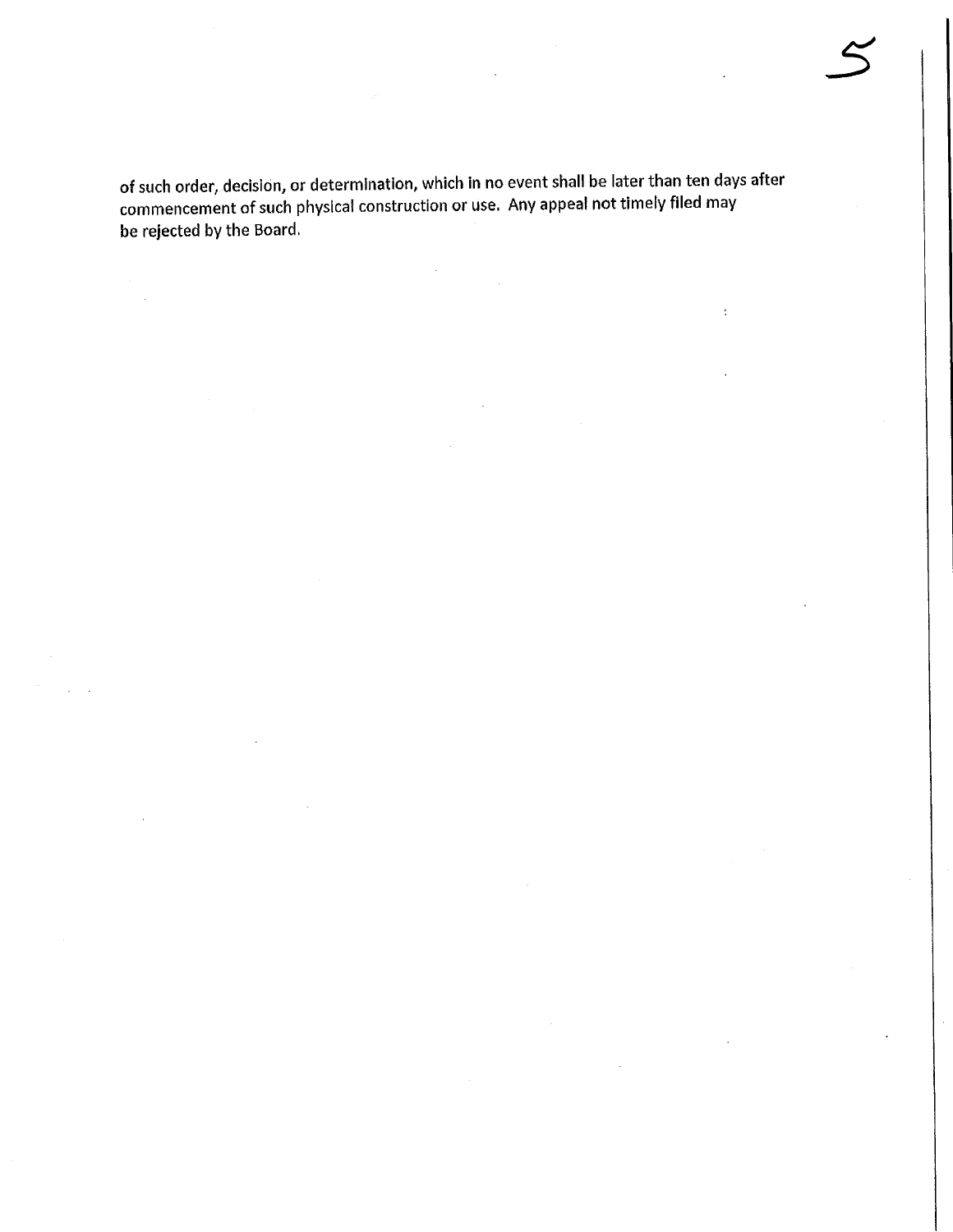of such order, decision, or determination, which in no event shall be later than ten days after commencement of such physical construction or use. Any appeal not timely filed may be rejected by the Board.